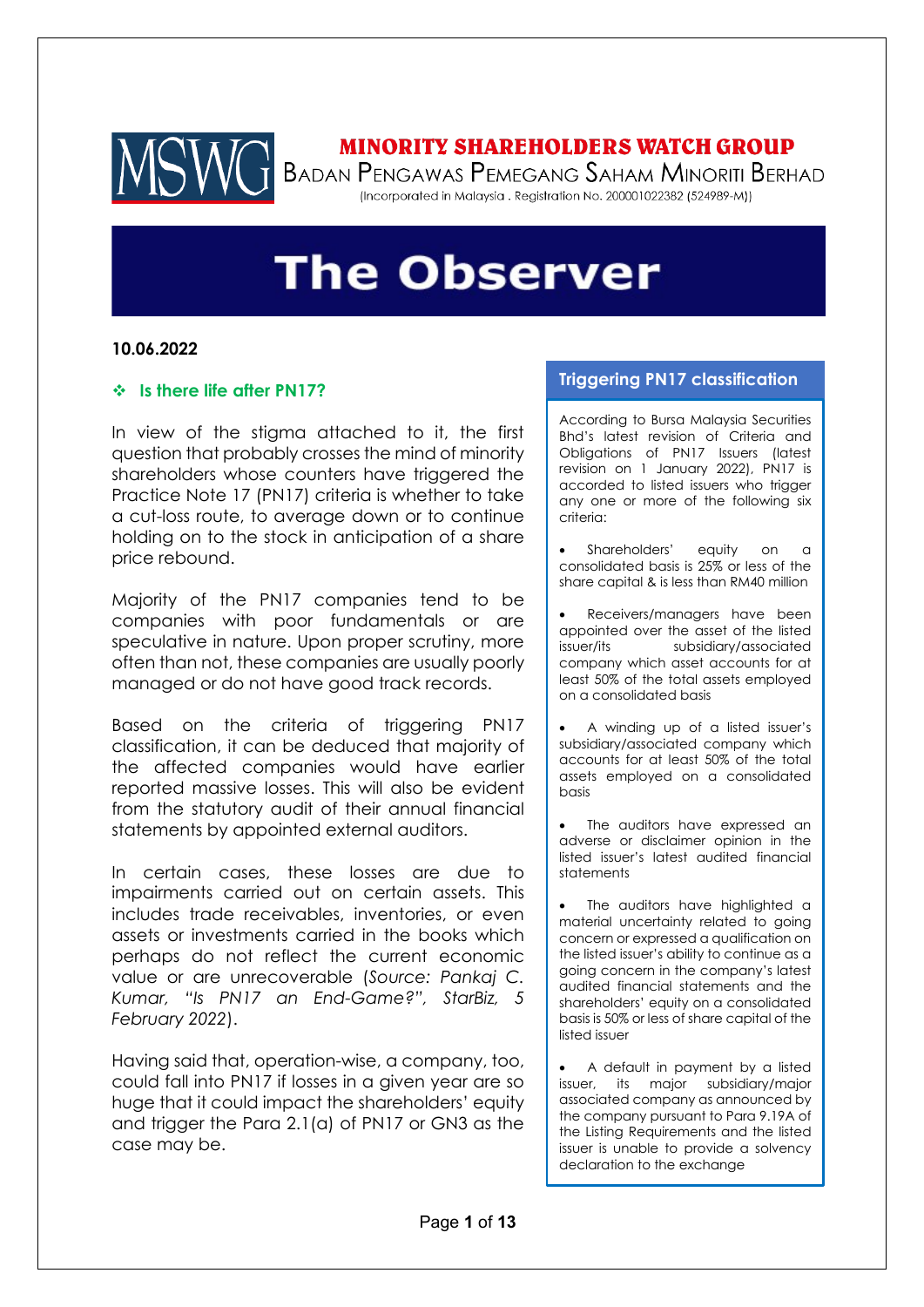# MINORITY SHAREHOLDERS WATCH GROUP

BADAN PENGAWAS PEMEGANG SAHAM MINORITI BERHAD

(Incorporated in Malaysia . Registration No. 200001022382 (524989-M))

# The Observer

**10.06.2022**

## ❖ Is there life after PN17?

In view of the stigma attached to it, the first question that probably crosses the mind of minority shareholders whose counters have triggered the Practice Note 17 (PN17) criteria is whether to take a cut-loss route, to average down or to continue holding on to the stock in anticipation of a share price rebound.

Majority of the PN17 companies tend to be companies with poor fundamentals or are speculative in nature. Upon proper scrutiny, more often than not, these companies are usually poorly managed or do not have good track records.

Based on the criteria of triggering PN17 classification, it can be deduced that majority of the affected companies would have earlier reported massive losses. This will also be evident from the statutory audit of their annual financial statements by appointed external auditors.

In certain cases, these losses are due to impairments carried out on certain assets. This includes trade receivables, inventories, or even assets or investments carried in the books which perhaps do not reflect the current economic value or are unrecoverable (*Source: Pankaj C. Kumar, "Is PN17 an End-Game?", StarBiz, 5 February 2022*).

Having said that, operation-wise, a company, too, could fall into PN17 if losses in a given year are so huge that it could impact the shareholders' equity and trigger the Para 2.1(a) of PN17 or GN3 as the case may be.

### Triggering PN17 classification

According to Bursa Malaysia Securities Bhd's latest revision of Criteria and Obligations of PN17 Issuers (latest revision on 1 January 2022), PN17 is accorded to listed issuers who trigger any one or more of the following six criteria:

- Shareholders' equity on a consolidated basis is 25% or less of the share capital & is less than RM40 million
- Receivers/managers have been appointed over the asset of the listed issuer/its subsidiary/associated company which asset accounts for at least 50% of the total assets employed on a consolidated basis
- A winding up of a listed issuer's subsidiary/associated company which accounts for at least 50% of the total assets employed on a consolidated basis
- The auditors have expressed an adverse or disclaimer opinion in the listed issuer's latest audited financial statements
- The auditors have highlighted a material uncertainty related to going concern or expressed a qualification on the listed issuer's ability to continue as a going concern in the company's latest audited financial statements and the shareholders' equity on a consolidated basis is 50% or less of share capital of the listed issuer
- A default in payment by a listed issuer, its major subsidiary/major associated company as announced by the company pursuant to Para 9.19A of the Listing Requirements and the listed issuer is unable to provide a solvency declaration to the exchange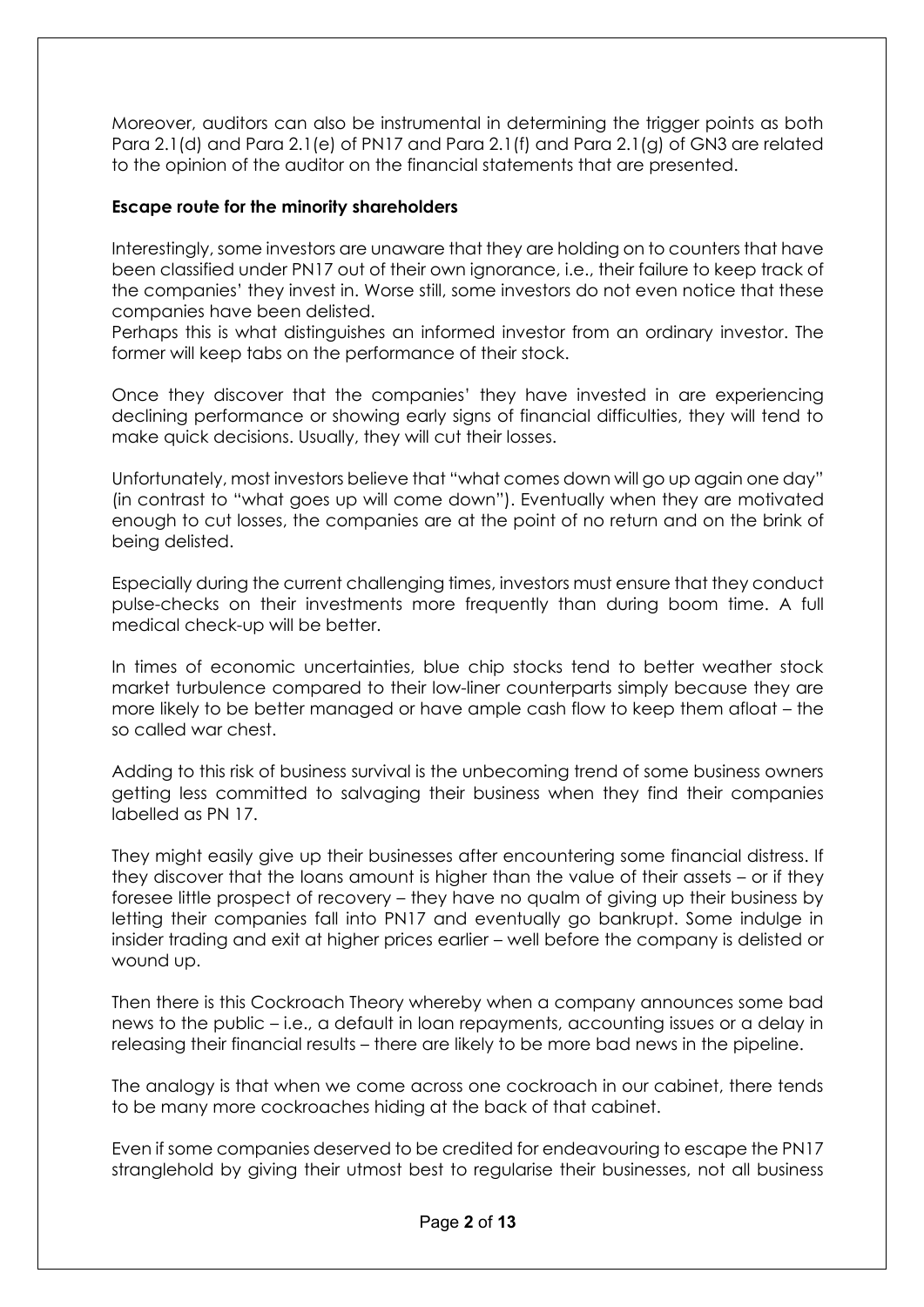Moreover, auditors can also be instrumental in determining the trigger points as both Para 2.1(d) and Para 2.1(e) of PN17 and Para 2.1(f) and Para 2.1(g) of GN3 are related to the opinion of the auditor on the financial statements that are presented.

**Escape route for the minority shareholders**

Interestingly, some investors are unaware that they are holding on to counters that have been classified under PN17 out of their own ignorance, i.e., their failure to keep track of the companies' they invest in. Worse still, some investors do not even notice that these companies have been delisted.

Perhaps this is what distinguishes an informed investor from an ordinary investor. The former will keep tabs on the performance of their stock.

Once they discover that the companies' they have invested in are experiencing declining performance or showing early signs of financial difficulties, they will tend to make quick decisions. Usually, they will cut their losses.

Unfortunately, most investors believe that "what comes down will go up again one day" (in contrast to "what goes up will come down"). Eventually when they are motivated enough to cut losses, the companies are at the point of no return and on the brink of being delisted.

Especially during the current challenging times, investors must ensure that they conduct pulse-checks on their investments more frequently than during boom time. A full medical check-up will be better.

In times of economic uncertainties, blue chip stocks tend to better weather stock market turbulence compared to their low-liner counterparts simply because they are more likely to be better managed or have ample cash flow to keep them afloat – the so called war chest.

Adding to this risk of business survival is the unbecoming trend of some business owners getting less committed to salvaging their business when they find their companies labelled as PN 17.

They might easily give up their businesses after encountering some financial distress. If they discover that the loans amount is higher than the value of their assets – or if they foresee little prospect of recovery – they have no qualm of giving up their business by letting their companies fall into PN17 and eventually go bankrupt. Some indulge in insider trading and exit at higher prices earlier – well before the company is delisted or wound up.

Then there is this Cockroach Theory whereby when a company announces some bad news to the public – i.e., a default in loan repayments, accounting issues or a delay in releasing their financial results – there are likely to be more bad news in the pipeline.

The analogy is that when we come across one cockroach in our cabinet, there tends to be many more cockroaches hiding at the back of that cabinet.

Even if some companies deserved to be credited for endeavouring to escape the PN17 stranglehold by giving their utmost best to regularise their businesses, not all business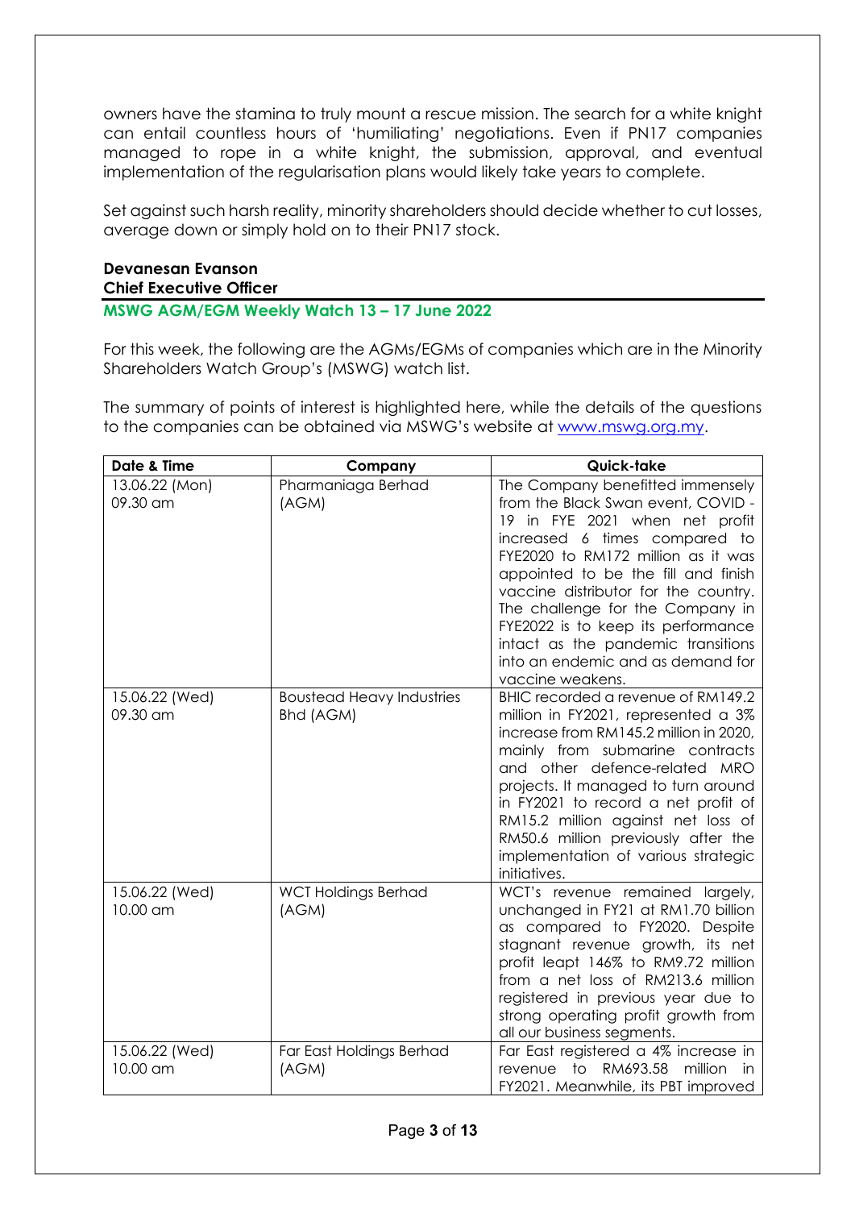owners have the stamina to truly mount a rescue mission. The search for a white knight can entail countless hours of 'humiliating' negotiations. Even if PN17 companies managed to rope in a white knight, the submission, approval, and eventual implementation of the regularisation plans would likely take years to complete.

Set against such harsh reality, minority shareholders should decide whether to cut losses, average down or simply hold on to their PN17 stock.

**Devanesan Evanson**
**Chief Executive Officer**

## MSWG AGM/EGM Weekly Watch 13 – 17 June 2022

For this week, the following are the AGMs/EGMs of companies which are in the Minority Shareholders Watch Group's (MSWG) watch list.

The summary of points of interest is highlighted here, while the details of the questions to the companies can be obtained via MSWG's website at www.mswg.org.my.

| Date & Time | Company | Quick-take |
|---|---|---|
| 13.06.22 (Mon) 09.30 am | Pharmaniaga Berhad (AGM) | The Company benefitted immensely from the Black Swan event, COVID -19 in FYE 2021 when net profit increased 6 times compared to FYE2020 to RM172 million as it was appointed to be the fill and finish vaccine distributor for the country. The challenge for the Company in FYE2022 is to keep its performance intact as the pandemic transitions into an endemic and as demand for vaccine weakens. |
| 15.06.22 (Wed) 09.30 am | Boustead Heavy Industries Bhd (AGM) | BHIC recorded a revenue of RM149.2 million in FY2021, represented a 3% increase from RM145.2 million in 2020, mainly from submarine contracts and other defence-related MRO projects. It managed to turn around in FY2021 to record a net profit of RM15.2 million against net loss of RM50.6 million previously after the implementation of various strategic initiatives. |
| 15.06.22 (Wed) 10.00 am | WCT Holdings Berhad (AGM) | WCT's revenue remained largely, unchanged in FY21 at RM1.70 billion as compared to FY2020. Despite stagnant revenue growth, its net profit leapt 146% to RM9.72 million from a net loss of RM213.6 million registered in previous year due to strong operating profit growth from all our business segments. |
| 15.06.22 (Wed) 10.00 am | Far East Holdings Berhad (AGM) | Far East registered a 4% increase in revenue to RM693.58 million in FY2021. Meanwhile, its PBT improved |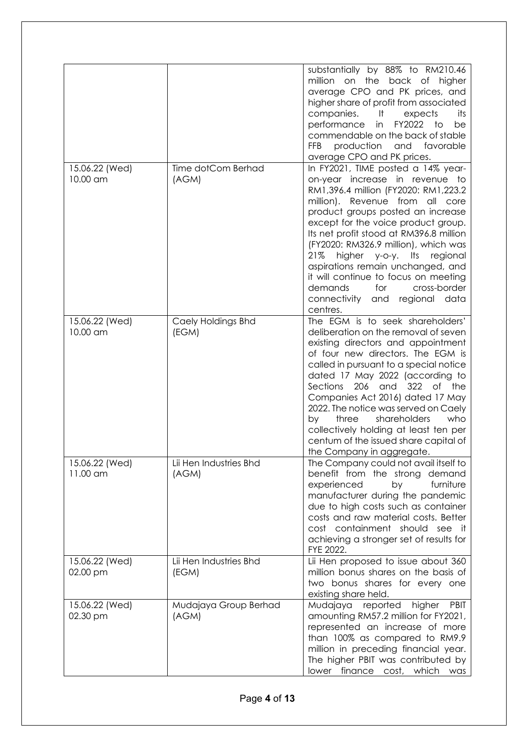| | | |
|---|---|---|
| | | substantially by 88% to RM210.46 million on the back of higher average CPO and PK prices, and higher share of profit from associated companies. It expects its performance in FY2022 to be commendable on the back of stable FFB production and favorable average CPO and PK prices. |
| 15.06.22 (Wed) 10.00 am | Time dotCom Berhad (AGM) | In FY2021, TIME posted a 14% year-on-year increase in revenue to RM1,396.4 million (FY2020: RM1,223.2 million). Revenue from all core product groups posted an increase except for the voice product group. Its net profit stood at RM396.8 million (FY2020: RM326.9 million), which was 21% higher y-o-y. Its regional aspirations remain unchanged, and it will continue to focus on meeting demands for cross-border connectivity and regional data centres. |
| 15.06.22 (Wed) 10.00 am | Caely Holdings Bhd (EGM) | The EGM is to seek shareholders' deliberation on the removal of seven existing directors and appointment of four new directors. The EGM is called in pursuant to a special notice dated 17 May 2022 (according to Sections 206 and 322 of the Companies Act 2016) dated 17 May 2022. The notice was served on Caely by three shareholders who collectively holding at least ten per centum of the issued share capital of the Company in aggregate. |
| 15.06.22 (Wed) 11.00 am | Lii Hen Industries Bhd (AGM) | The Company could not avail itself to benefit from the strong demand experienced by furniture manufacturer during the pandemic due to high costs such as container costs and raw material costs. Better cost containment should see it achieving a stronger set of results for FYE 2022. |
| 15.06.22 (Wed) 02.00 pm | Lii Hen Industries Bhd (EGM) | Lii Hen proposed to issue about 360 million bonus shares on the basis of two bonus shares for every one existing share held. |
| 15.06.22 (Wed) 02.30 pm | Mudajaya Group Berhad (AGM) | Mudajaya reported higher PBIT amounting RM57.2 million for FY2021, represented an increase of more than 100% as compared to RM9.9 million in preceding financial year. The higher PBIT was contributed by lower finance cost, which was |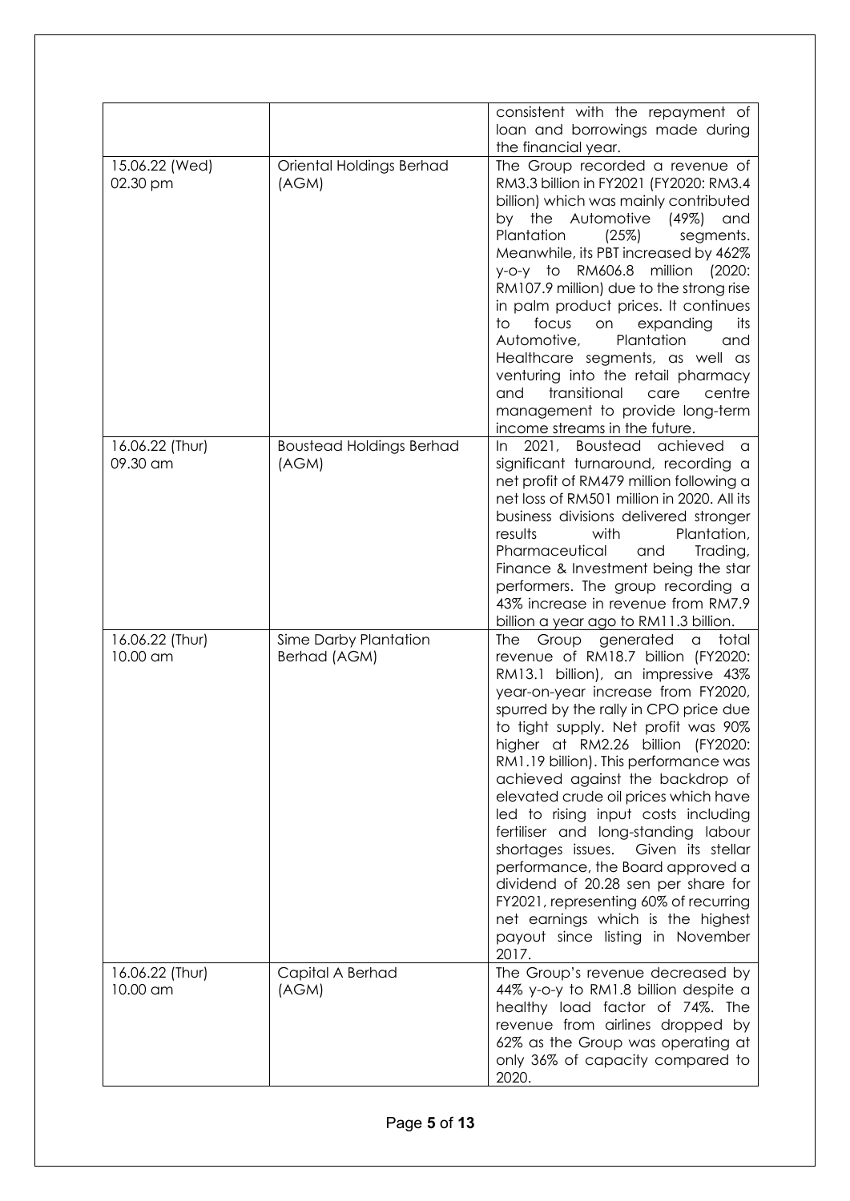| | | |
|---|---|---|
| | | consistent with the repayment of loan and borrowings made during the financial year. |
| 15.06.22 (Wed)<br>02.30 pm | Oriental Holdings Berhad (AGM) | The Group recorded a revenue of RM3.3 billion in FY2021 (FY2020: RM3.4 billion) which was mainly contributed by the Automotive (49%) and Plantation (25%) segments. Meanwhile, its PBT increased by 462% y-o-y to RM606.8 million (2020: RM107.9 million) due to the strong rise in palm product prices. It continues to focus on expanding its Automotive, Plantation and Healthcare segments, as well as venturing into the retail pharmacy and transitional care centre management to provide long-term income streams in the future. |
| 16.06.22 (Thur)<br>09.30 am | Boustead Holdings Berhad (AGM) | In 2021, Boustead achieved a significant turnaround, recording a net profit of RM479 million following a net loss of RM501 million in 2020. All its business divisions delivered stronger results with Plantation, Pharmaceutical and Trading, Finance & Investment being the star performers. The group recording a 43% increase in revenue from RM7.9 billion a year ago to RM11.3 billion. |
| 16.06.22 (Thur)<br>10.00 am | Sime Darby Plantation Berhad (AGM) | The Group generated a total revenue of RM18.7 billion (FY2020: RM13.1 billion), an impressive 43% year-on-year increase from FY2020, spurred by the rally in CPO price due to tight supply. Net profit was 90% higher at RM2.26 billion (FY2020: RM1.19 billion). This performance was achieved against the backdrop of elevated crude oil prices which have led to rising input costs including fertiliser and long-standing labour shortages issues. Given its stellar performance, the Board approved a dividend of 20.28 sen per share for FY2021, representing 60% of recurring net earnings which is the highest payout since listing in November 2017. |
| 16.06.22 (Thur)<br>10.00 am | Capital A Berhad (AGM) | The Group's revenue decreased by 44% y-o-y to RM1.8 billion despite a healthy load factor of 74%. The revenue from airlines dropped by 62% as the Group was operating at only 36% of capacity compared to 2020. |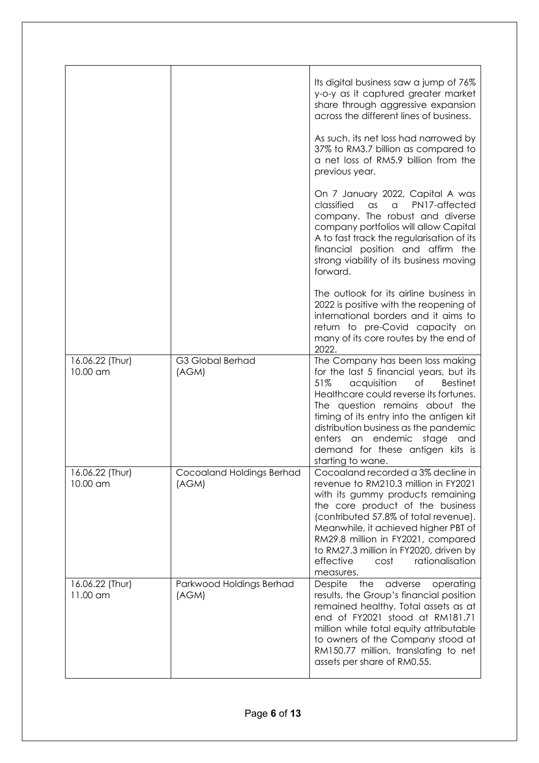| | | |
|---|---|---|
| | | Its digital business saw a jump of 76% y-o-y as it captured greater market share through aggressive expansion across the different lines of business.<br><br>As such, its net loss had narrowed by 37% to RM3.7 billion as compared to a net loss of RM5.9 billion from the previous year.<br><br>On 7 January 2022, Capital A was classified as a PN17-affected company. The robust and diverse company portfolios will allow Capital A to fast track the regularisation of its financial position and affirm the strong viability of its business moving forward.<br><br>The outlook for its airline business in 2022 is positive with the reopening of international borders and it aims to return to pre-Covid capacity on many of its core routes by the end of 2022. |
| 16.06.22 (Thur)<br>10.00 am | G3 Global Berhad<br>(AGM) | The Company has been loss making for the last 5 financial years, but its 51% acquisition of Bestinet Healthcare could reverse its fortunes. The question remains about the timing of its entry into the antigen kit distribution business as the pandemic enters an endemic stage and demand for these antigen kits is starting to wane. |
| 16.06.22 (Thur)<br>10.00 am | Cocoaland Holdings Berhad<br>(AGM) | Cocoaland recorded a 3% decline in revenue to RM210.3 million in FY2021 with its gummy products remaining the core product of the business (contributed 57.8% of total revenue). Meanwhile, it achieved higher PBT of RM29.8 million in FY2021, compared to RM27.3 million in FY2020, driven by effective cost rationalisation measures. |
| 16.06.22 (Thur)<br>11.00 am | Parkwood Holdings Berhad<br>(AGM) | Despite the adverse operating results, the Group's financial position remained healthy. Total assets as at end of FY2021 stood at RM181.71 million while total equity attributable to owners of the Company stood at RM150.77 million, translating to net assets per share of RM0.55. |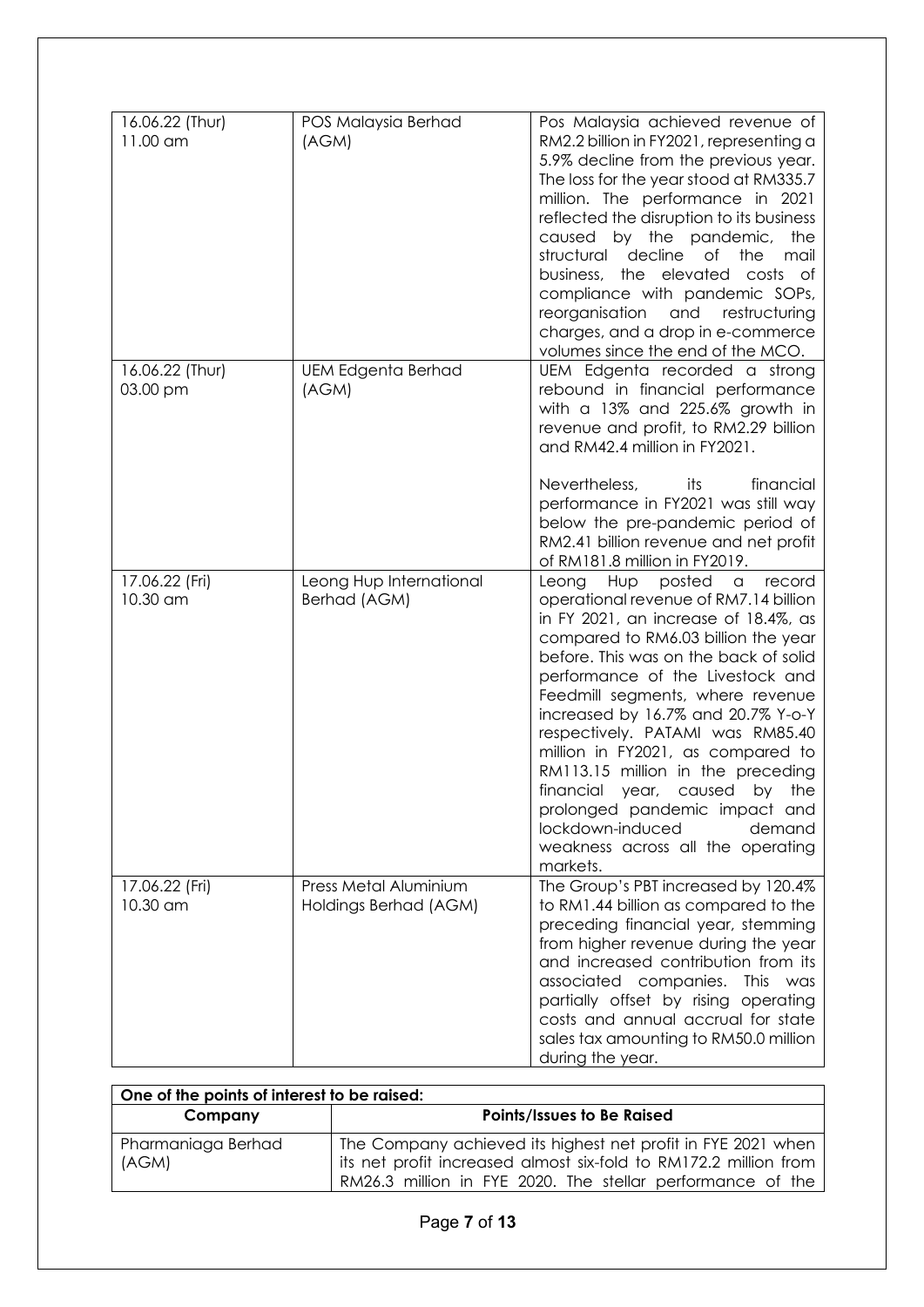| | | |
|---|---|---|
| 16.06.22 (Thur) 11.00 am | POS Malaysia Berhad (AGM) | Pos Malaysia achieved revenue of RM2.2 billion in FY2021, representing a 5.9% decline from the previous year. The loss for the year stood at RM335.7 million. The performance in 2021 reflected the disruption to its business caused by the pandemic, the structural decline of the mail business, the elevated costs of compliance with pandemic SOPs, reorganisation and restructuring charges, and a drop in e-commerce volumes since the end of the MCO. |
| 16.06.22 (Thur) 03.00 pm | UEM Edgenta Berhad (AGM) | UEM Edgenta recorded a strong rebound in financial performance with a 13% and 225.6% growth in revenue and profit, to RM2.29 billion and RM42.4 million in FY2021.<br><br>Nevertheless, its financial performance in FY2021 was still way below the pre-pandemic period of RM2.41 billion revenue and net profit of RM181.8 million in FY2019. |
| 17.06.22 (Fri) 10.30 am | Leong Hup International Berhad (AGM) | Leong Hup posted a record operational revenue of RM7.14 billion in FY 2021, an increase of 18.4%, as compared to RM6.03 billion the year before. This was on the back of solid performance of the Livestock and Feedmill segments, where revenue increased by 16.7% and 20.7% Y-o-Y respectively. PATAMI was RM85.40 million in FY2021, as compared to RM113.15 million in the preceding financial year, caused by the prolonged pandemic impact and lockdown-induced demand weakness across all the operating markets. |
| 17.06.22 (Fri) 10.30 am | Press Metal Aluminium Holdings Berhad (AGM) | The Group's PBT increased by 120.4% to RM1.44 billion as compared to the preceding financial year, stemming from higher revenue during the year and increased contribution from its associated companies. This was partially offset by rising operating costs and annual accrual for state sales tax amounting to RM50.0 million during the year. |

| One of the points of interest to be raised: | |
|---|---|
| **Company** | **Points/Issues to Be Raised** |
| Pharmaniaga Berhad (AGM) | The Company achieved its highest net profit in FYE 2021 when its net profit increased almost six-fold to RM172.2 million from RM26.3 million in FYE 2020. The stellar performance of the |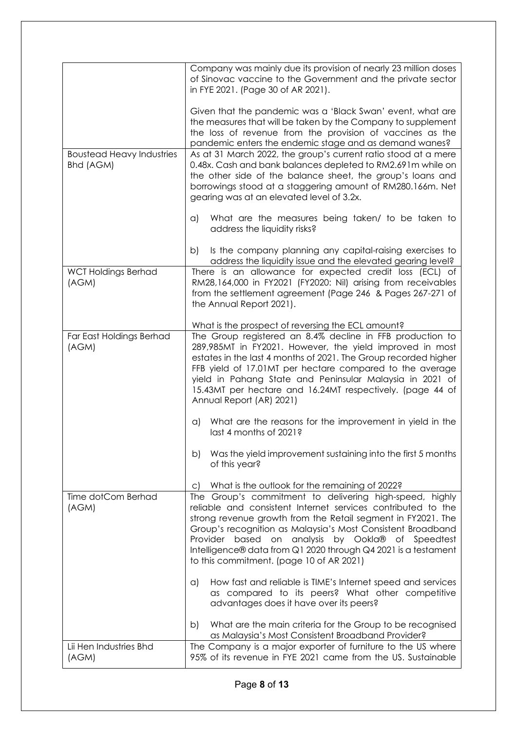| | |
|---|---|
| | Company was mainly due its provision of nearly 23 million doses of Sinovac vaccine to the Government and the private sector in FYE 2021. (Page 30 of AR 2021).<br><br>Given that the pandemic was a 'Black Swan' event, what are the measures that will be taken by the Company to supplement the loss of revenue from the provision of vaccines as the pandemic enters the endemic stage and as demand wanes? |
| Boustead Heavy Industries Bhd (AGM) | As at 31 March 2022, the group's current ratio stood at a mere 0.48x. Cash and bank balances depleted to RM2.691m while on the other side of the balance sheet, the group's loans and borrowings stood at a staggering amount of RM280.166m. Net gearing was at an elevated level of 3.2x.<br><br>a) What are the measures being taken/ to be taken to address the liquidity risks?<br><br>b) Is the company planning any capital-raising exercises to address the liquidity issue and the elevated gearing level? |
| WCT Holdings Berhad (AGM) | There is an allowance for expected credit loss (ECL) of RM28,164,000 in FY2021 (FY2020: Nil) arising from receivables from the settlement agreement (Page 246 & Pages 267-271 of the Annual Report 2021).<br><br>What is the prospect of reversing the ECL amount? |
| Far East Holdings Berhad (AGM) | The Group registered an 8.4% decline in FFB production to 289,985MT in FY2021. However, the yield improved in most estates in the last 4 months of 2021. The Group recorded higher FFB yield of 17.01MT per hectare compared to the average yield in Pahang State and Peninsular Malaysia in 2021 of 15.43MT per hectare and 16.24MT respectively. (page 44 of Annual Report (AR) 2021)<br><br>a) What are the reasons for the improvement in yield in the last 4 months of 2021?<br><br>b) Was the yield improvement sustaining into the first 5 months of this year?<br><br>c) What is the outlook for the remaining of 2022? |
| Time dotCom Berhad (AGM) | The Group's commitment to delivering high-speed, highly reliable and consistent Internet services contributed to the strong revenue growth from the Retail segment in FY2021. The Group's recognition as Malaysia's Most Consistent Broadband Provider based on analysis by Ookla® of Speedtest Intelligence® data from Q1 2020 through Q4 2021 is a testament to this commitment. (page 10 of AR 2021)<br><br>a) How fast and reliable is TIME's Internet speed and services as compared to its peers? What other competitive advantages does it have over its peers?<br><br>b) What are the main criteria for the Group to be recognised as Malaysia's Most Consistent Broadband Provider? |
| Lii Hen Industries Bhd (AGM) | The Company is a major exporter of furniture to the US where 95% of its revenue in FYE 2021 came from the US. Sustainable |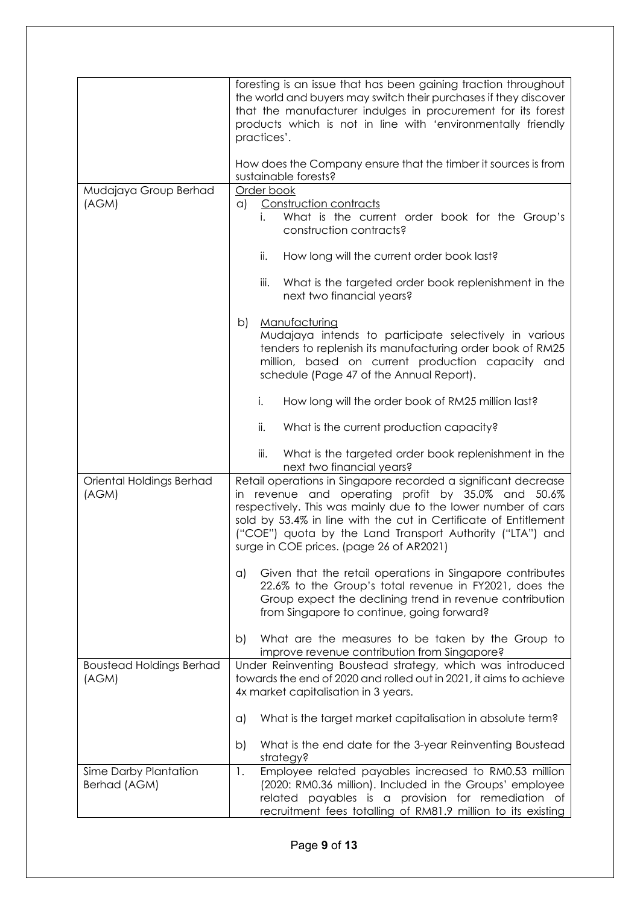| | |
|---|---|
| | foresting is an issue that has been gaining traction throughout the world and buyers may switch their purchases if they discover that the manufacturer indulges in procurement for its forest products which is not in line with 'environmentally friendly practices'.<br><br>How does the Company ensure that the timber it sources is from sustainable forests? |
| Mudajaya Group Berhad (AGM) | Order book<br>a) Construction contracts<br>i. What is the current order book for the Group's construction contracts?<br>ii. How long will the current order book last?<br>iii. What is the targeted order book replenishment in the next two financial years?<br><br>b) Manufacturing<br>Mudajaya intends to participate selectively in various tenders to replenish its manufacturing order book of RM25 million, based on current production capacity and schedule (Page 47 of the Annual Report).<br>i. How long will the order book of RM25 million last?<br>ii. What is the current production capacity?<br>iii. What is the targeted order book replenishment in the next two financial years? |
| Oriental Holdings Berhad (AGM) | Retail operations in Singapore recorded a significant decrease in revenue and operating profit by 35.0% and 50.6% respectively. This was mainly due to the lower number of cars sold by 53.4% in line with the cut in Certificate of Entitlement ("COE") quota by the Land Transport Authority ("LTA") and surge in COE prices. (page 26 of AR2021)<br><br>a) Given that the retail operations in Singapore contributes 22.6% to the Group's total revenue in FY2021, does the Group expect the declining trend in revenue contribution from Singapore to continue, going forward?<br><br>b) What are the measures to be taken by the Group to improve revenue contribution from Singapore? |
| Boustead Holdings Berhad (AGM) | Under Reinventing Boustead strategy, which was introduced towards the end of 2020 and rolled out in 2021, it aims to achieve 4x market capitalisation in 3 years.<br><br>a) What is the target market capitalisation in absolute term?<br><br>b) What is the end date for the 3-year Reinventing Boustead strategy? |
| Sime Darby Plantation Berhad (AGM) | 1. Employee related payables increased to RM0.53 million (2020: RM0.36 million). Included in the Groups' employee related payables is a provision for remediation of recruitment fees totalling of RM81.9 million to its existing |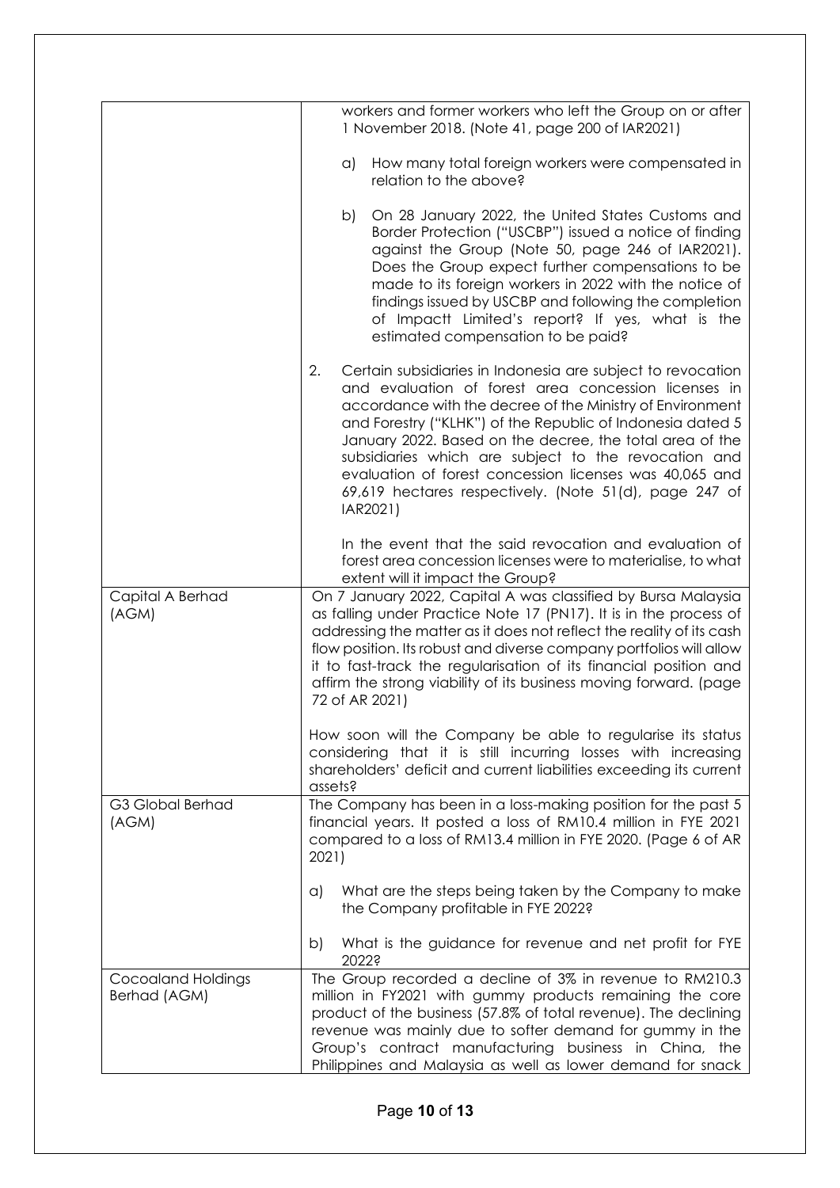| | |
|---|---|
| | workers and former workers who left the Group on or after 1 November 2018. (Note 41, page 200 of IAR2021)<br><br>a) How many total foreign workers were compensated in relation to the above?<br><br>b) On 28 January 2022, the United States Customs and Border Protection ("USCBP") issued a notice of finding against the Group (Note 50, page 246 of IAR2021). Does the Group expect further compensations to be made to its foreign workers in 2022 with the notice of findings issued by USCBP and following the completion of Impactt Limited's report? If yes, what is the estimated compensation to be paid?<br><br>2. Certain subsidiaries in Indonesia are subject to revocation and evaluation of forest area concession licenses in accordance with the decree of the Ministry of Environment and Forestry ("KLHK") of the Republic of Indonesia dated 5 January 2022. Based on the decree, the total area of the subsidiaries which are subject to the revocation and evaluation of forest concession licenses was 40,065 and 69,619 hectares respectively. (Note 51(d), page 247 of IAR2021)<br><br>In the event that the said revocation and evaluation of forest area concession licenses were to materialise, to what extent will it impact the Group? |
| Capital A Berhad (AGM) | On 7 January 2022, Capital A was classified by Bursa Malaysia as falling under Practice Note 17 (PN17). It is in the process of addressing the matter as it does not reflect the reality of its cash flow position. Its robust and diverse company portfolios will allow it to fast-track the regularisation of its financial position and affirm the strong viability of its business moving forward. (page 72 of AR 2021)<br><br>How soon will the Company be able to regularise its status considering that it is still incurring losses with increasing shareholders' deficit and current liabilities exceeding its current assets? |
| G3 Global Berhad (AGM) | The Company has been in a loss-making position for the past 5 financial years. It posted a loss of RM10.4 million in FYE 2021 compared to a loss of RM13.4 million in FYE 2020. (Page 6 of AR 2021)<br><br>a) What are the steps being taken by the Company to make the Company profitable in FYE 2022?<br><br>b) What is the guidance for revenue and net profit for FYE 2022? |
| Cocoaland Holdings Berhad (AGM) | The Group recorded a decline of 3% in revenue to RM210.3 million in FY2021 with gummy products remaining the core product of the business (57.8% of total revenue). The declining revenue was mainly due to softer demand for gummy in the Group's contract manufacturing business in China, the Philippines and Malaysia as well as lower demand for snack |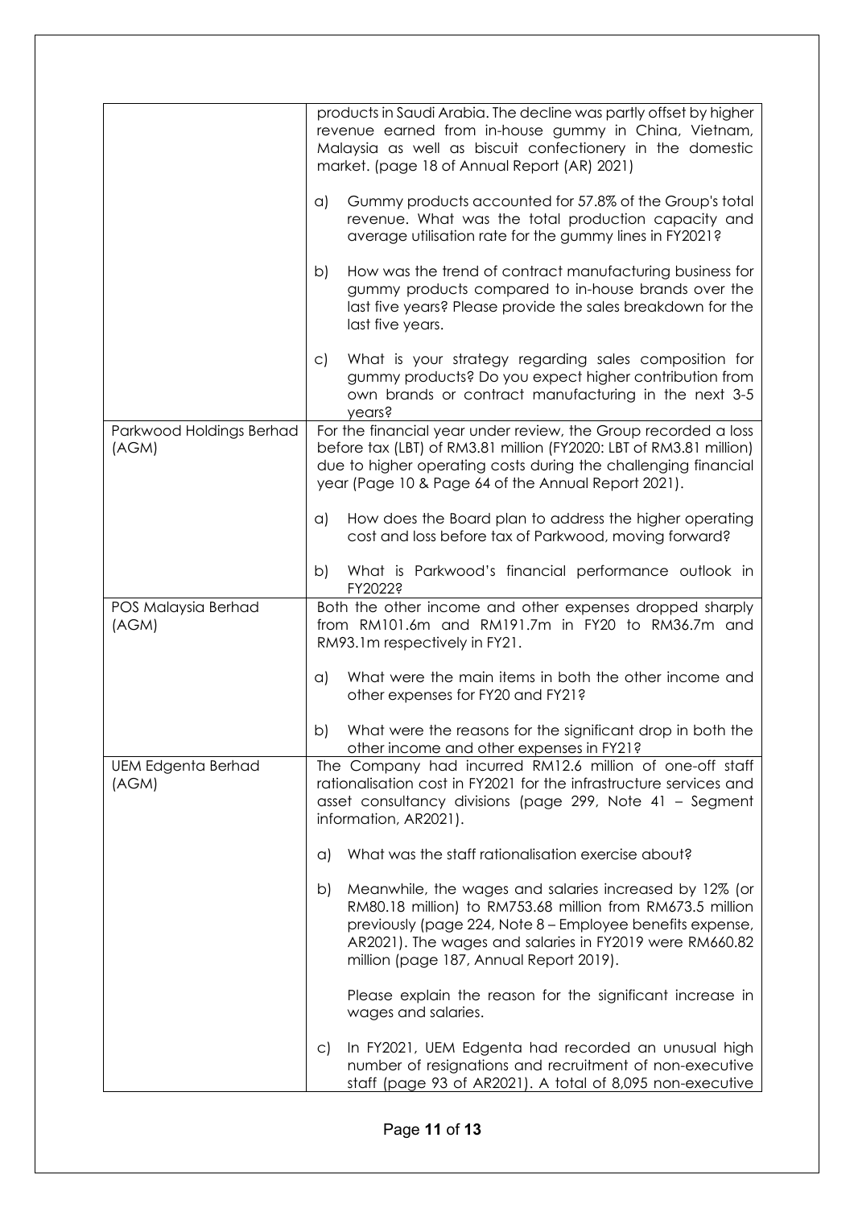| | |
|---|---|
| | products in Saudi Arabia. The decline was partly offset by higher revenue earned from in-house gummy in China, Vietnam, Malaysia as well as biscuit confectionery in the domestic market. (page 18 of Annual Report (AR) 2021)<br><br>a) Gummy products accounted for 57.8% of the Group's total revenue. What was the total production capacity and average utilisation rate for the gummy lines in FY2021?<br><br>b) How was the trend of contract manufacturing business for gummy products compared to in-house brands over the last five years? Please provide the sales breakdown for the last five years.<br><br>c) What is your strategy regarding sales composition for gummy products? Do you expect higher contribution from own brands or contract manufacturing in the next 3-5 years? |
| Parkwood Holdings Berhad (AGM) | For the financial year under review, the Group recorded a loss before tax (LBT) of RM3.81 million (FY2020: LBT of RM3.81 million) due to higher operating costs during the challenging financial year (Page 10 & Page 64 of the Annual Report 2021).<br><br>a) How does the Board plan to address the higher operating cost and loss before tax of Parkwood, moving forward?<br><br>b) What is Parkwood's financial performance outlook in FY2022? |
| POS Malaysia Berhad (AGM) | Both the other income and other expenses dropped sharply from RM101.6m and RM191.7m in FY20 to RM36.7m and RM93.1m respectively in FY21.<br><br>a) What were the main items in both the other income and other expenses for FY20 and FY21?<br><br>b) What were the reasons for the significant drop in both the other income and other expenses in FY21? |
| UEM Edgenta Berhad (AGM) | The Company had incurred RM12.6 million of one-off staff rationalisation cost in FY2021 for the infrastructure services and asset consultancy divisions (page 299, Note 41 – Segment information, AR2021).<br><br>a) What was the staff rationalisation exercise about?<br><br>b) Meanwhile, the wages and salaries increased by 12% (or RM80.18 million) to RM753.68 million from RM673.5 million previously (page 224, Note 8 – Employee benefits expense, AR2021). The wages and salaries in FY2019 were RM660.82 million (page 187, Annual Report 2019).<br><br>Please explain the reason for the significant increase in wages and salaries.<br><br>c) In FY2021, UEM Edgenta had recorded an unusual high number of resignations and recruitment of non-executive staff (page 93 of AR2021). A total of 8,095 non-executive |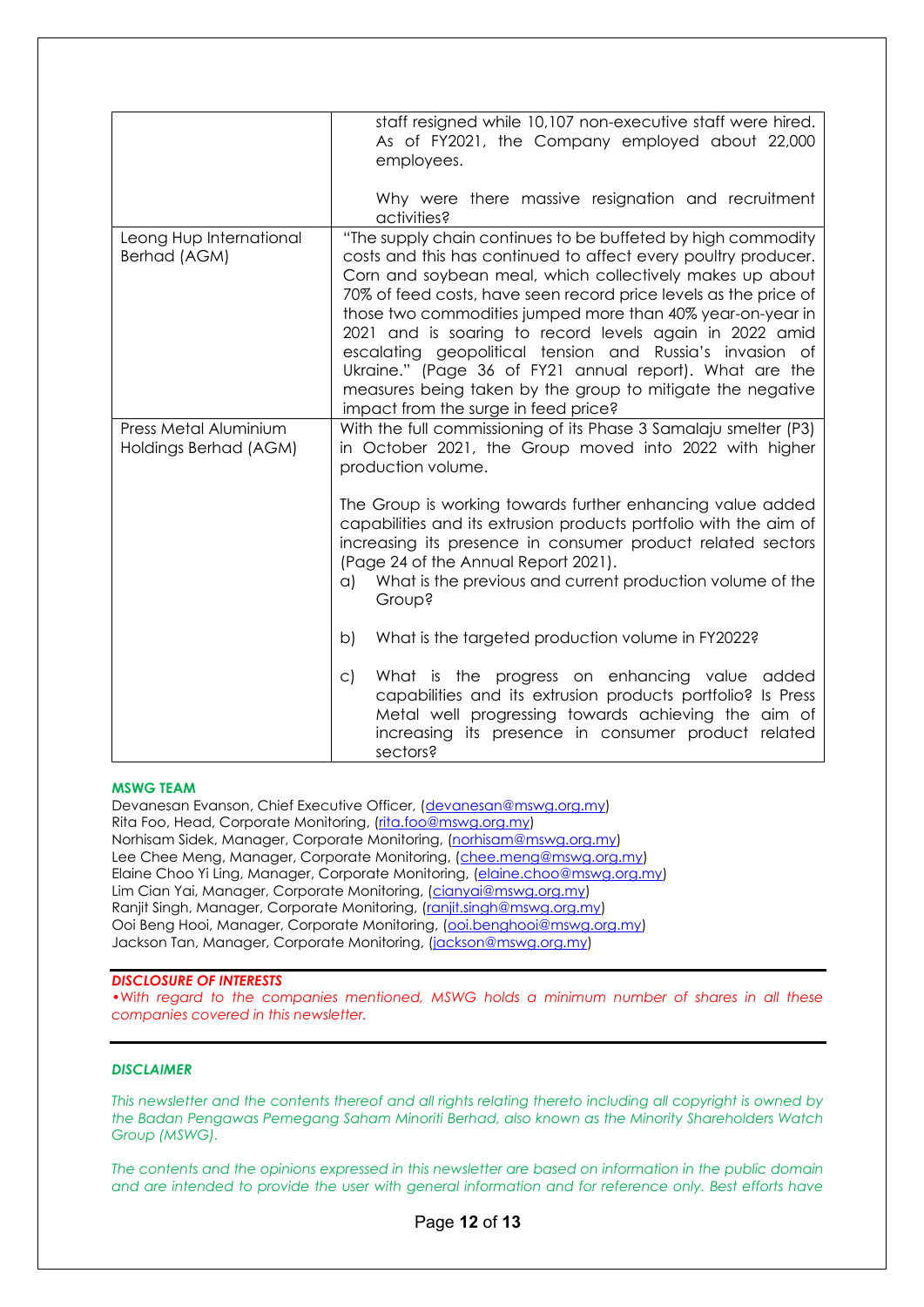| | |
|---|---|
| | staff resigned while 10,107 non-executive staff were hired. As of FY2021, the Company employed about 22,000 employees.<br><br>Why were there massive resignation and recruitment activities? |
| Leong Hup International Berhad (AGM) | "The supply chain continues to be buffeted by high commodity costs and this has continued to affect every poultry producer. Corn and soybean meal, which collectively makes up about 70% of feed costs, have seen record price levels as the price of those two commodities jumped more than 40% year-on-year in 2021 and is soaring to record levels again in 2022 amid escalating geopolitical tension and Russia's invasion of Ukraine." (Page 36 of FY21 annual report). What are the measures being taken by the group to mitigate the negative impact from the surge in feed price? |
| Press Metal Aluminium Holdings Berhad (AGM) | With the full commissioning of its Phase 3 Samalaju smelter (P3) in October 2021, the Group moved into 2022 with higher production volume.<br><br>The Group is working towards further enhancing value added capabilities and its extrusion products portfolio with the aim of increasing its presence in consumer product related sectors (Page 24 of the Annual Report 2021).<br>a) What is the previous and current production volume of the Group?<br><br>b) What is the targeted production volume in FY2022?<br><br>c) What is the progress on enhancing value added capabilities and its extrusion products portfolio? Is Press Metal well progressing towards achieving the aim of increasing its presence in consumer product related sectors? |

**MSWG TEAM**

Devanesan Evanson, Chief Executive Officer, (devanesan@mswg.org.my)
Rita Foo, Head, Corporate Monitoring, (rita.foo@mswg.org.my)
Norhisam Sidek, Manager, Corporate Monitoring, (norhisam@mswg.org.my)
Lee Chee Meng, Manager, Corporate Monitoring, (chee.meng@mswg.org.my)
Elaine Choo Yi Ling, Manager, Corporate Monitoring, (elaine.choo@mswg.org.my)
Lim Cian Yai, Manager, Corporate Monitoring, (cianyai@mswg.org.my)
Ranjit Singh, Manager, Corporate Monitoring, (ranjit.singh@mswg.org.my)
Ooi Beng Hooi, Manager, Corporate Monitoring, (ooi.benghooi@mswg.org.my)
Jackson Tan, Manager, Corporate Monitoring, (jackson@mswg.org.my)

***DISCLOSURE OF INTERESTS***

*•With regard to the companies mentioned, MSWG holds a minimum number of shares in all these companies covered in this newsletter.*

***DISCLAIMER***

*This newsletter and the contents thereof and all rights relating thereto including all copyright is owned by the Badan Pengawas Pemegang Saham Minoriti Berhad, also known as the Minority Shareholders Watch Group (MSWG).*

*The contents and the opinions expressed in this newsletter are based on information in the public domain and are intended to provide the user with general information and for reference only. Best efforts have*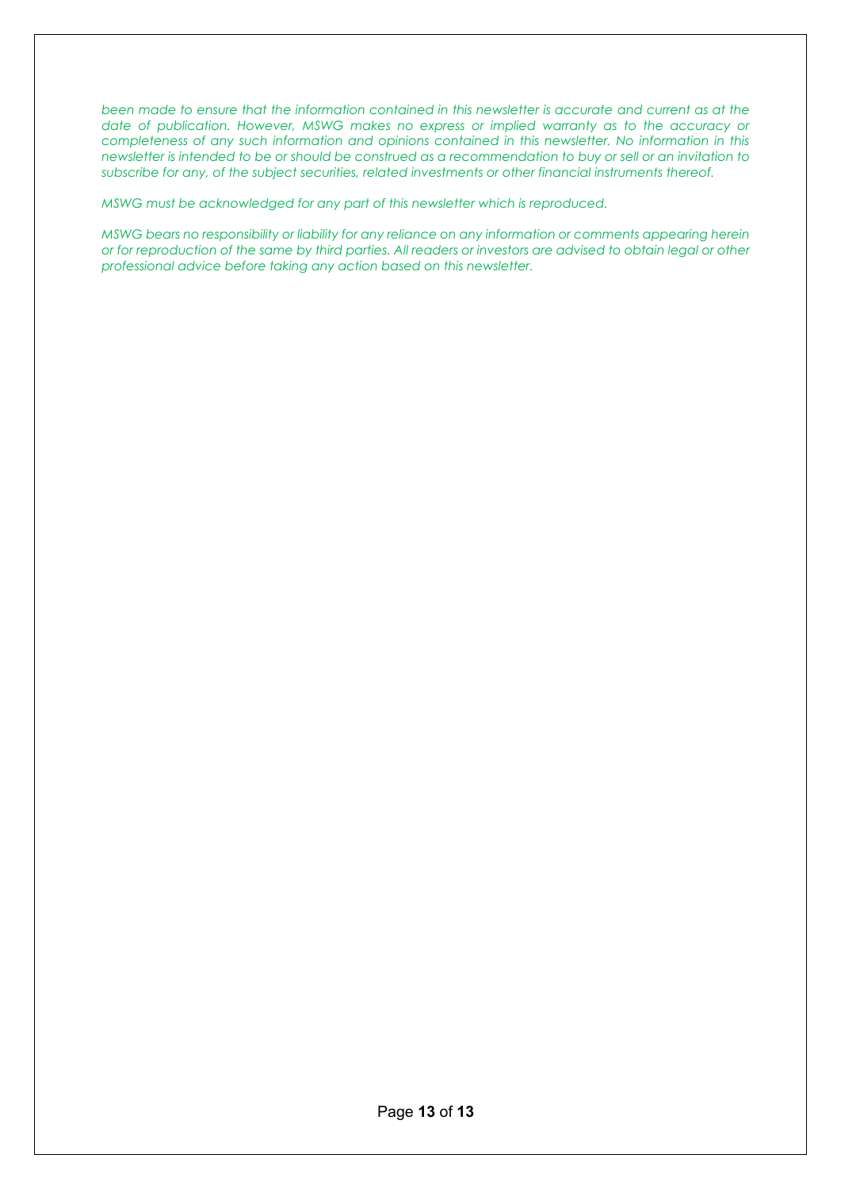*been made to ensure that the information contained in this newsletter is accurate and current as at the date of publication. However, MSWG makes no express or implied warranty as to the accuracy or completeness of any such information and opinions contained in this newsletter. No information in this newsletter is intended to be or should be construed as a recommendation to buy or sell or an invitation to subscribe for any, of the subject securities, related investments or other financial instruments thereof.*

*MSWG must be acknowledged for any part of this newsletter which is reproduced.*

*MSWG bears no responsibility or liability for any reliance on any information or comments appearing herein or for reproduction of the same by third parties. All readers or investors are advised to obtain legal or other professional advice before taking any action based on this newsletter.*